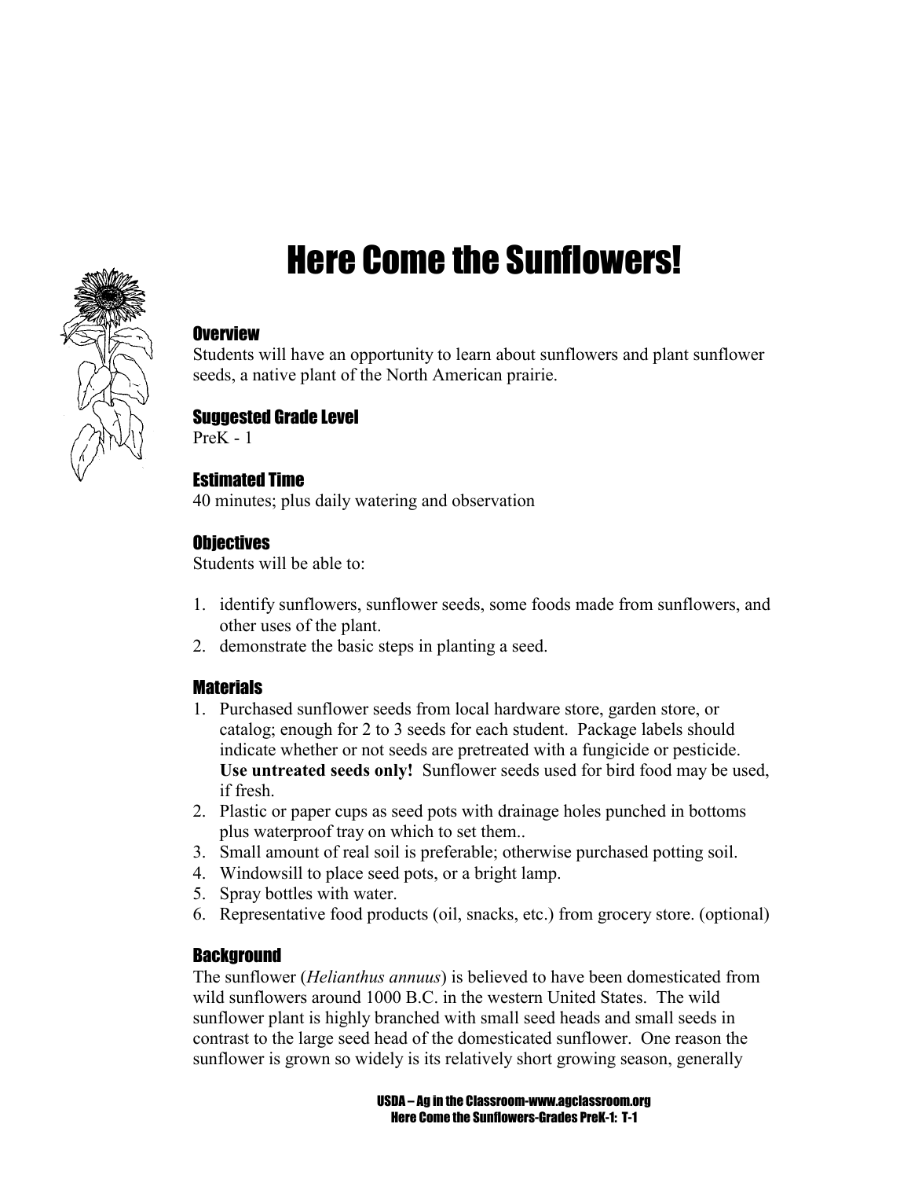# Here Come the Sunflowers!

### Overview

Students will have an opportunity to learn about sunflowers and plant sunflower seeds, a native plant of the North American prairie.

### Suggested Grade Level

PreK - 1

### Estimated Time

40 minutes; plus daily watering and observation

### Objectives

Students will be able to:

1. identify sunflowers, sunflower seeds, some foods made from sunflowers, and other uses of the plant.
2. demonstrate the basic steps in planting a seed.

### Materials

1. Purchased sunflower seeds from local hardware store, garden store, or catalog; enough for 2 to 3 seeds for each student. Package labels should indicate whether or not seeds are pretreated with a fungicide or pesticide. **Use untreated seeds only!** Sunflower seeds used for bird food may be used, if fresh.
2. Plastic or paper cups as seed pots with drainage holes punched in bottoms plus waterproof tray on which to set them..
3. Small amount of real soil is preferable; otherwise purchased potting soil.
4. Windowsill to place seed pots, or a bright lamp.
5. Spray bottles with water.
6. Representative food products (oil, snacks, etc.) from grocery store. (optional)

### Background

The sunflower (*Helianthus annuus*) is believed to have been domesticated from wild sunflowers around 1000 B.C. in the western United States. The wild sunflower plant is highly branched with small seed heads and small seeds in contrast to the large seed head of the domesticated sunflower. One reason the sunflower is grown so widely is its relatively short growing season, generally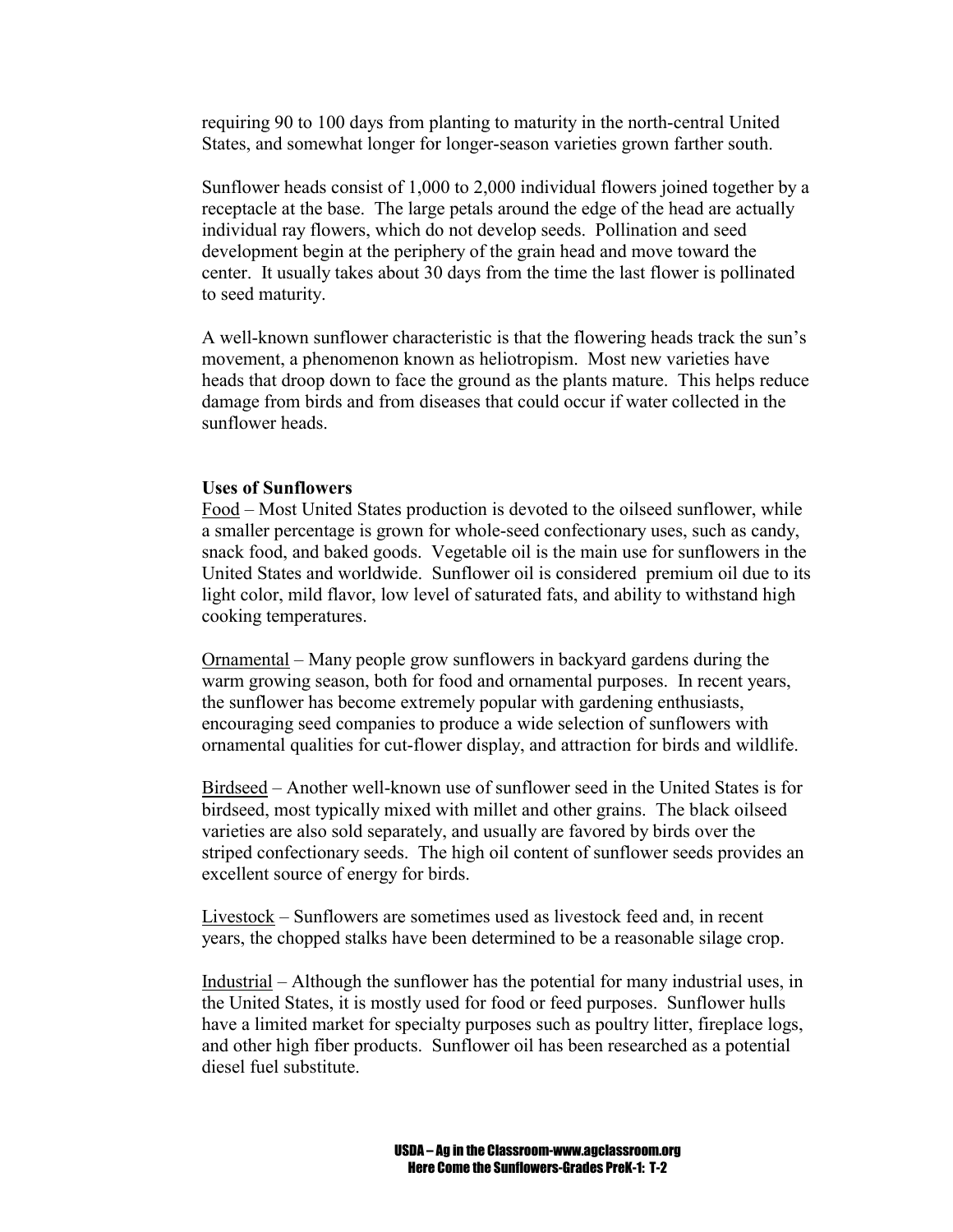requiring 90 to 100 days from planting to maturity in the north-central United States, and somewhat longer for longer-season varieties grown farther south.

Sunflower heads consist of 1,000 to 2,000 individual flowers joined together by a receptacle at the base. The large petals around the edge of the head are actually individual ray flowers, which do not develop seeds. Pollination and seed development begin at the periphery of the grain head and move toward the center. It usually takes about 30 days from the time the last flower is pollinated to seed maturity.

A well-known sunflower characteristic is that the flowering heads track the sun's movement, a phenomenon known as heliotropism. Most new varieties have heads that droop down to face the ground as the plants mature. This helps reduce damage from birds and from diseases that could occur if water collected in the sunflower heads.

**Uses of Sunflowers**

Food – Most United States production is devoted to the oilseed sunflower, while a smaller percentage is grown for whole-seed confectionary uses, such as candy, snack food, and baked goods. Vegetable oil is the main use for sunflowers in the United States and worldwide. Sunflower oil is considered premium oil due to its light color, mild flavor, low level of saturated fats, and ability to withstand high cooking temperatures.

Ornamental – Many people grow sunflowers in backyard gardens during the warm growing season, both for food and ornamental purposes. In recent years, the sunflower has become extremely popular with gardening enthusiasts, encouraging seed companies to produce a wide selection of sunflowers with ornamental qualities for cut-flower display, and attraction for birds and wildlife.

Birdseed – Another well-known use of sunflower seed in the United States is for birdseed, most typically mixed with millet and other grains. The black oilseed varieties are also sold separately, and usually are favored by birds over the striped confectionary seeds. The high oil content of sunflower seeds provides an excellent source of energy for birds.

Livestock – Sunflowers are sometimes used as livestock feed and, in recent years, the chopped stalks have been determined to be a reasonable silage crop.

Industrial – Although the sunflower has the potential for many industrial uses, in the United States, it is mostly used for food or feed purposes. Sunflower hulls have a limited market for specialty purposes such as poultry litter, fireplace logs, and other high fiber products. Sunflower oil has been researched as a potential diesel fuel substitute.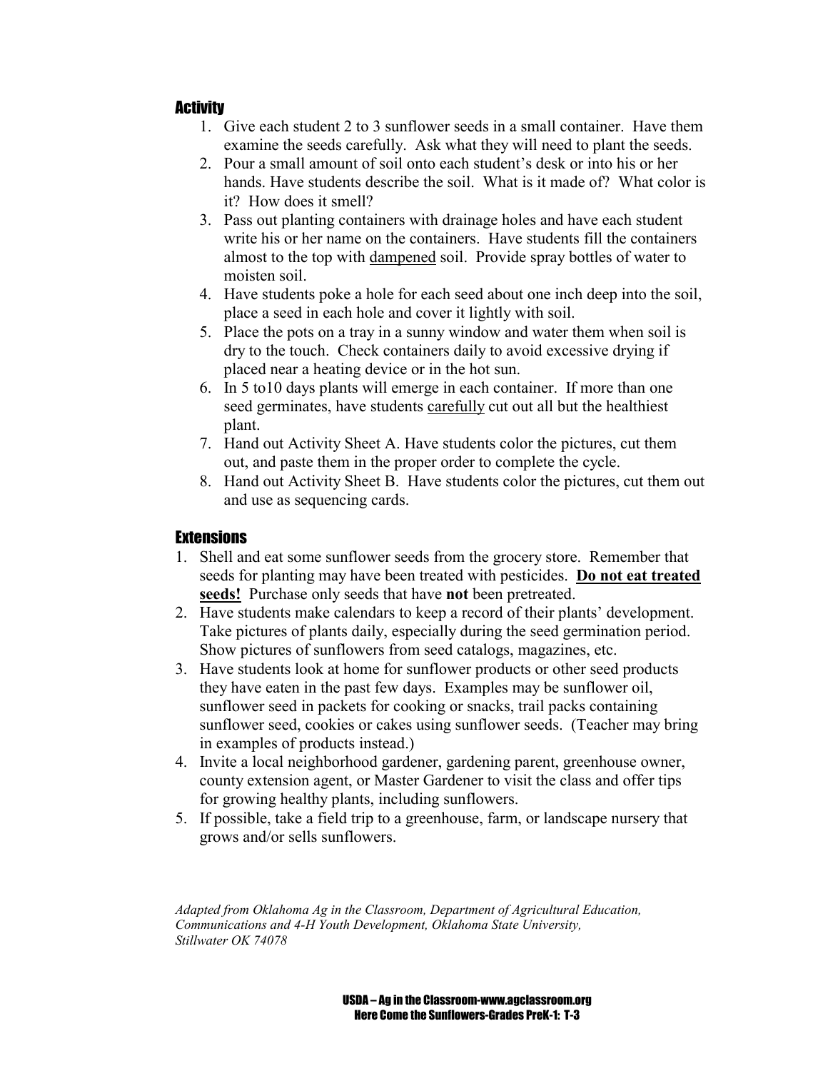## Activity

1. Give each student 2 to 3 sunflower seeds in a small container. Have them examine the seeds carefully. Ask what they will need to plant the seeds.
2. Pour a small amount of soil onto each student's desk or into his or her hands. Have students describe the soil. What is it made of? What color is it? How does it smell?
3. Pass out planting containers with drainage holes and have each student write his or her name on the containers. Have students fill the containers almost to the top with <u>dampened</u> soil. Provide spray bottles of water to moisten soil.
4. Have students poke a hole for each seed about one inch deep into the soil, place a seed in each hole and cover it lightly with soil.
5. Place the pots on a tray in a sunny window and water them when soil is dry to the touch. Check containers daily to avoid excessive drying if placed near a heating device or in the hot sun.
6. In 5 to10 days plants will emerge in each container. If more than one seed germinates, have students <u>carefully</u> cut out all but the healthiest plant.
7. Hand out Activity Sheet A. Have students color the pictures, cut them out, and paste them in the proper order to complete the cycle.
8. Hand out Activity Sheet B. Have students color the pictures, cut them out and use as sequencing cards.

## Extensions

1. Shell and eat some sunflower seeds from the grocery store. Remember that seeds for planting may have been treated with pesticides. **<u>Do not eat treated seeds!</u>** Purchase only seeds that have **not** been pretreated.
2. Have students make calendars to keep a record of their plants' development. Take pictures of plants daily, especially during the seed germination period. Show pictures of sunflowers from seed catalogs, magazines, etc.
3. Have students look at home for sunflower products or other seed products they have eaten in the past few days. Examples may be sunflower oil, sunflower seed in packets for cooking or snacks, trail packs containing sunflower seed, cookies or cakes using sunflower seeds. (Teacher may bring in examples of products instead.)
4. Invite a local neighborhood gardener, gardening parent, greenhouse owner, county extension agent, or Master Gardener to visit the class and offer tips for growing healthy plants, including sunflowers.
5. If possible, take a field trip to a greenhouse, farm, or landscape nursery that grows and/or sells sunflowers.

*Adapted from Oklahoma Ag in the Classroom, Department of Agricultural Education, Communications and 4-H Youth Development, Oklahoma State University, Stillwater OK 74078*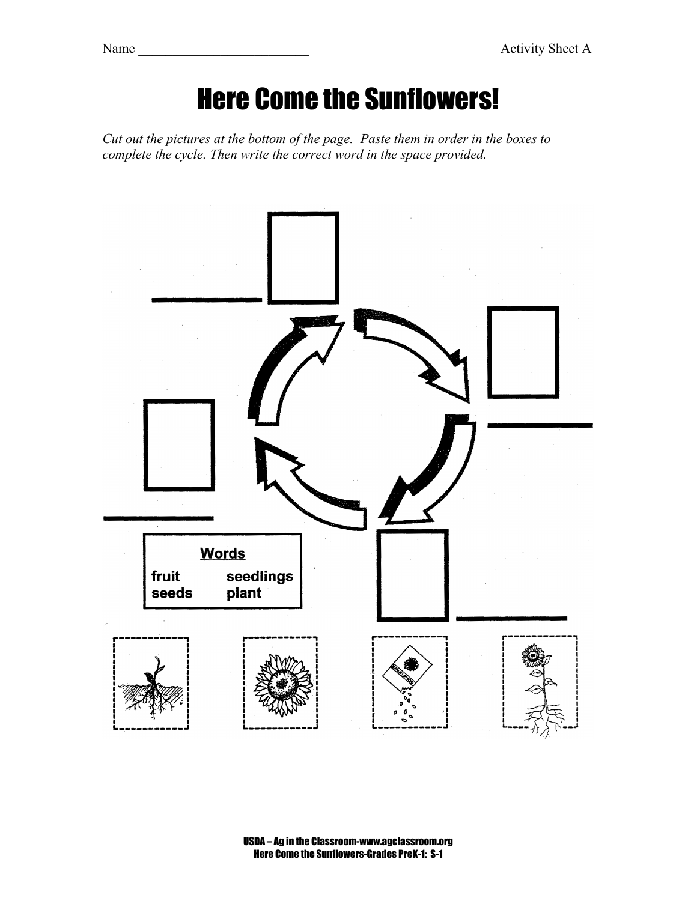Name ________________________ Activity Sheet A

# Here Come the Sunflowers!

*Cut out the pictures at the bottom of the page. Paste them in order in the boxes to complete the cycle. Then write the correct word in the space provided.*

**Words**

| | |
|---|---|
| fruit | seedlings |
| seeds | plant |

USDA – Ag in the Classroom-www.agclassroom.org
Here Come the Sunflowers-Grades PreK-1: S-1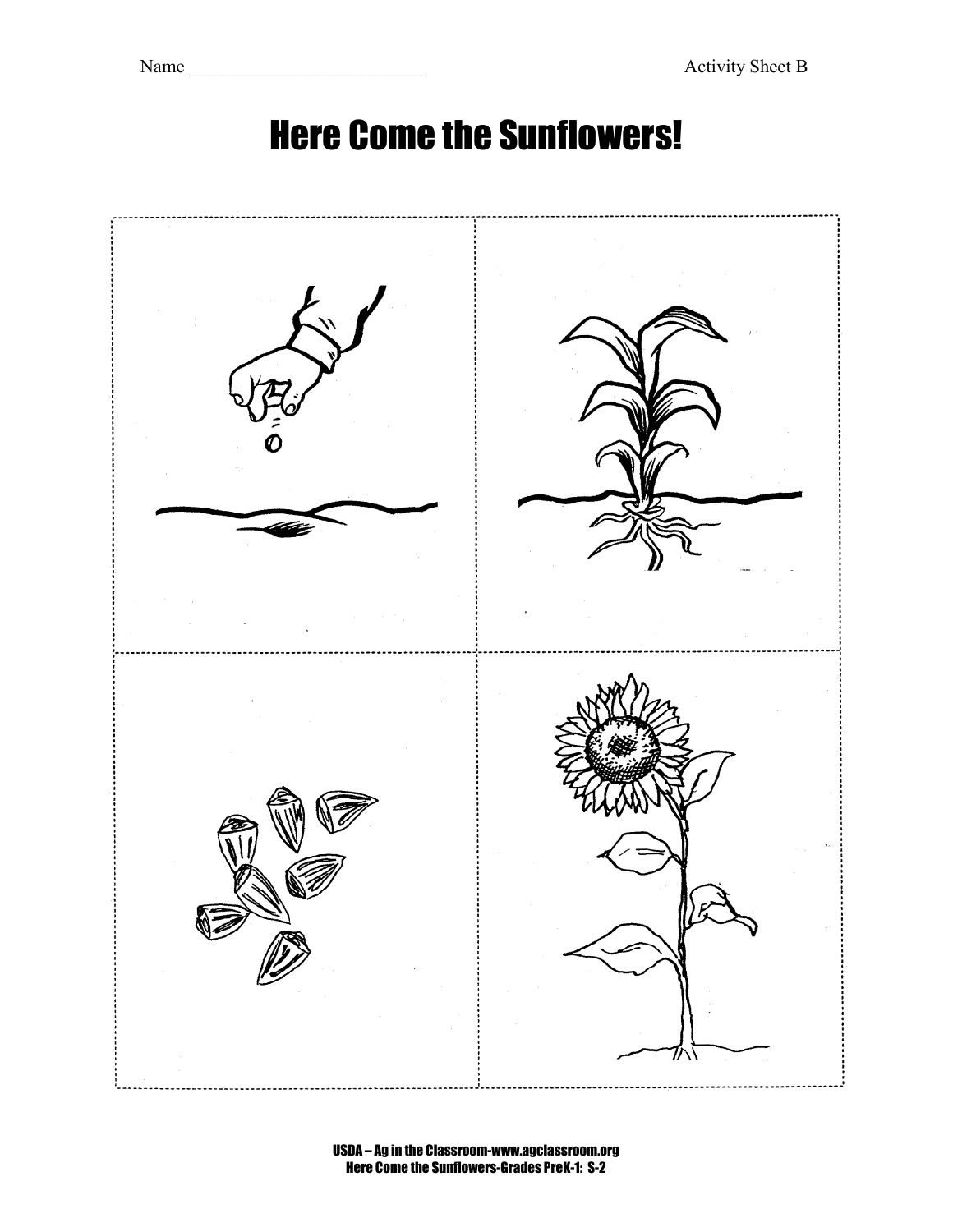Name ___________________________ Activity Sheet B

# Here Come the Sunflowers!

USDA – Ag in the Classroom-www.agclassroom.org
Here Come the Sunflowers-Grades PreK-1: S-2